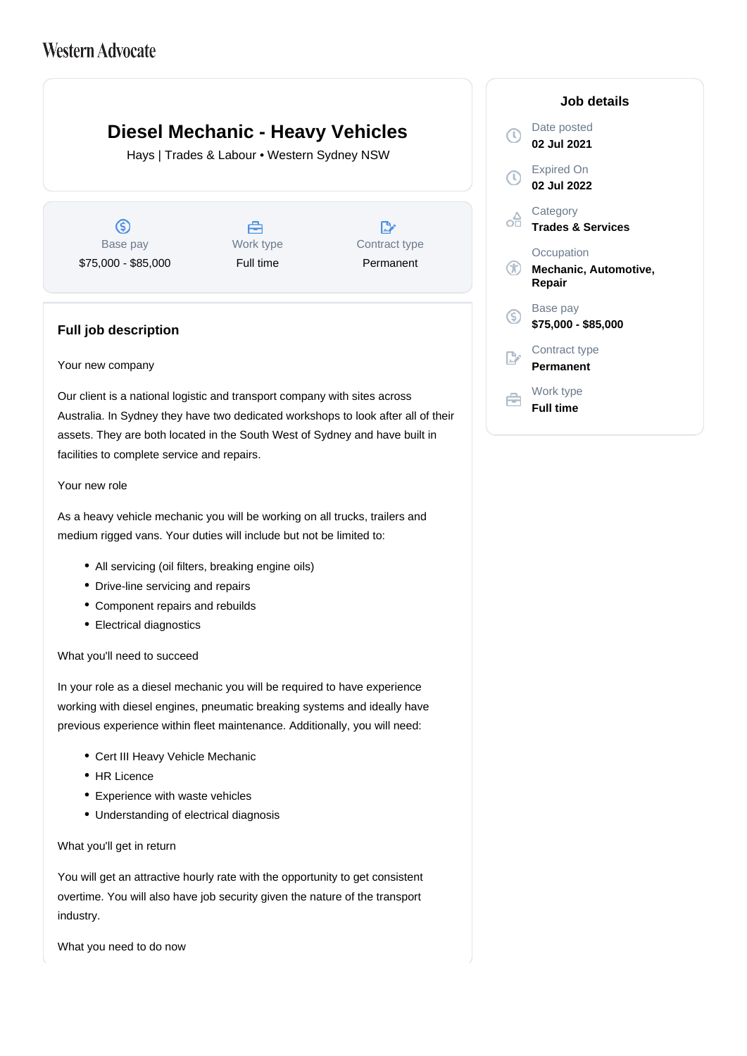Western Advocate

# Diesel Mechanic - Heavy Vehicles

Hays | Trades & Labour • Western Sydney NSW

| Base pay | Work type | Contract type |
|---|---|---|
| $75,000 - $85,000 | Full time | Permanent |

## Job details

**Date posted**
02 Jul 2021

**Expired On**
02 Jul 2022

**Category**
Trades & Services

**Occupation**
Mechanic, Automotive, Repair

**Base pay**
$75,000 - $85,000

**Contract type**
Permanent

**Work type**
Full time

## Full job description

Your new company

Our client is a national logistic and transport company with sites across Australia. In Sydney they have two dedicated workshops to look after all of their assets. They are both located in the South West of Sydney and have built in facilities to complete service and repairs.

Your new role

As a heavy vehicle mechanic you will be working on all trucks, trailers and medium rigged vans. Your duties will include but not be limited to:

- All servicing (oil filters, breaking engine oils)
- Drive-line servicing and repairs
- Component repairs and rebuilds
- Electrical diagnostics

What you'll need to succeed

In your role as a diesel mechanic you will be required to have experience working with diesel engines, pneumatic breaking systems and ideally have previous experience within fleet maintenance. Additionally, you will need:

- Cert III Heavy Vehicle Mechanic
- HR Licence
- Experience with waste vehicles
- Understanding of electrical diagnosis

What you'll get in return

You will get an attractive hourly rate with the opportunity to get consistent overtime. You will also have job security given the nature of the transport industry.

What you need to do now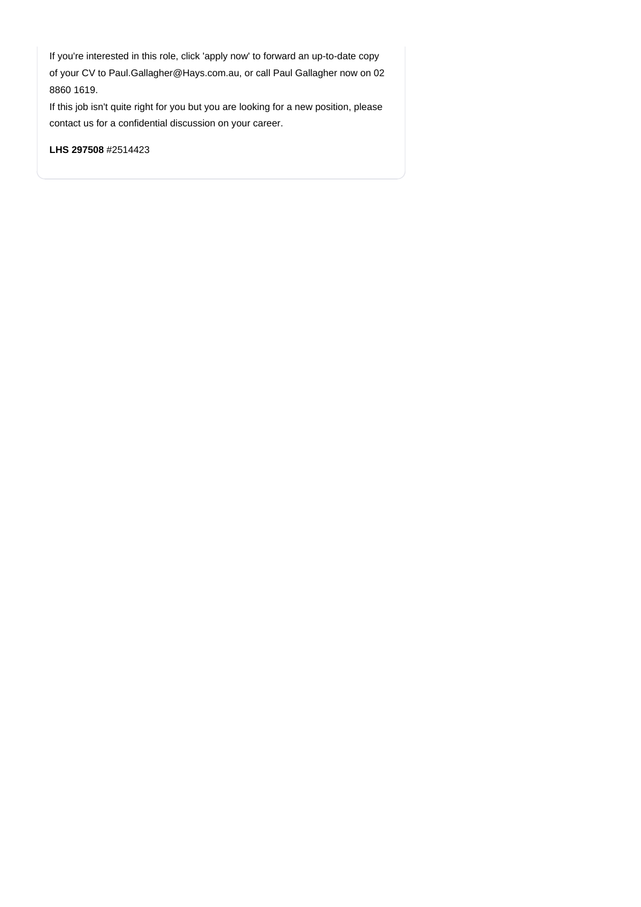If you're interested in this role, click 'apply now' to forward an up-to-date copy of your CV to Paul.Gallagher@Hays.com.au, or call Paul Gallagher now on 02 8860 1619.
If this job isn't quite right for you but you are looking for a new position, please contact us for a confidential discussion on your career.

**LHS 297508** #2514423